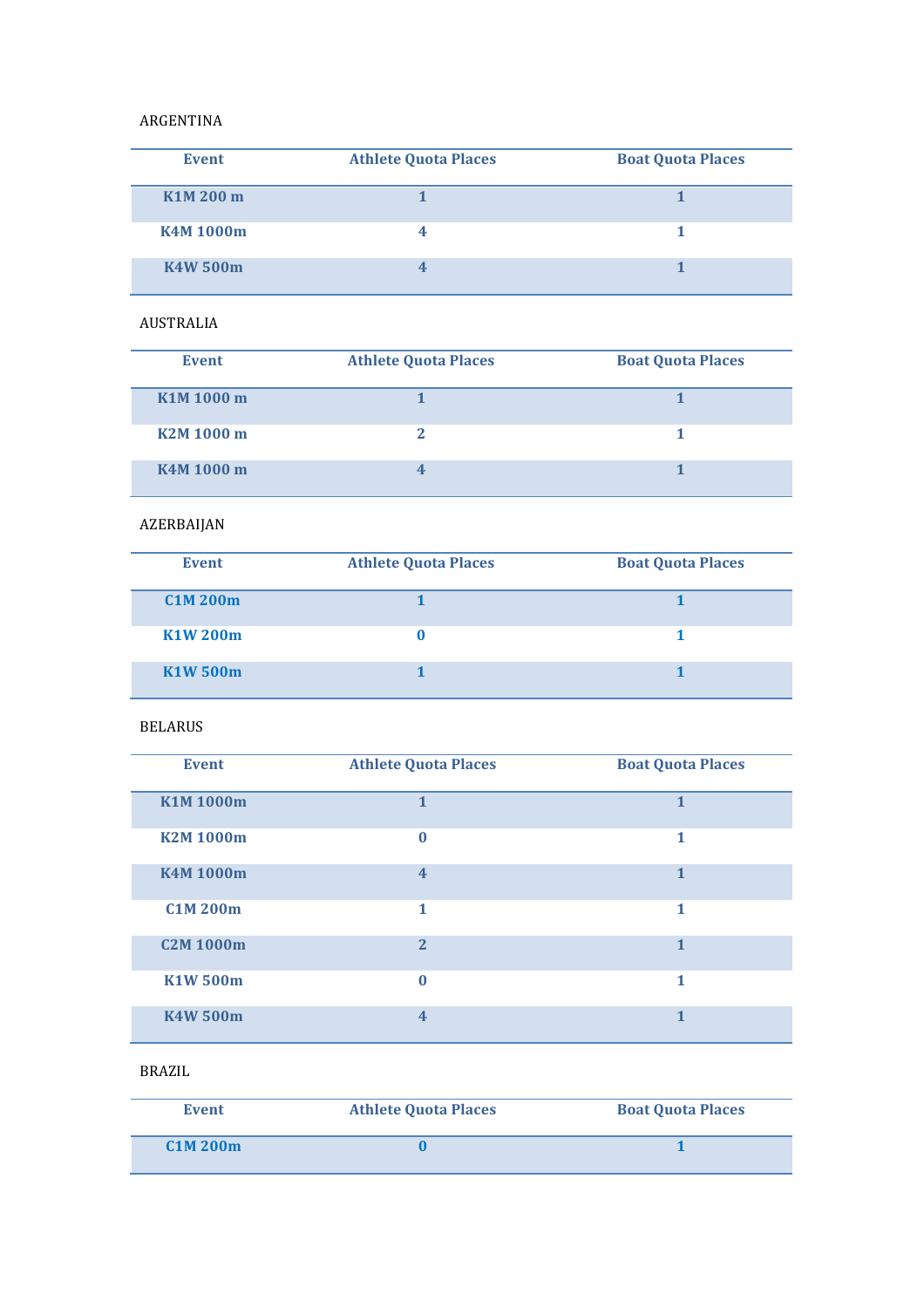ARGENTINA

| Event | Athlete Quota Places | Boat Quota Places |
|---|---|---|
| K1M 200 m | 1 | 1 |
| K4M 1000m | 4 | 1 |
| K4W 500m | 4 | 1 |

AUSTRALIA

| Event | Athlete Quota Places | Boat Quota Places |
|---|---|---|
| K1M 1000 m | 1 | 1 |
| K2M 1000 m | 2 | 1 |
| K4M 1000 m | 4 | 1 |

AZERBAIJAN

| Event | Athlete Quota Places | Boat Quota Places |
|---|---|---|
| C1M 200m | 1 | 1 |
| K1W 200m | 0 | 1 |
| K1W 500m | 1 | 1 |

BELARUS

| Event | Athlete Quota Places | Boat Quota Places |
|---|---|---|
| K1M 1000m | 1 | 1 |
| K2M 1000m | 0 | 1 |
| K4M 1000m | 4 | 1 |
| C1M 200m | 1 | 1 |
| C2M 1000m | 2 | 1 |
| K1W 500m | 0 | 1 |
| K4W 500m | 4 | 1 |

BRAZIL

| Event | Athlete Quota Places | Boat Quota Places |
|---|---|---|
| C1M 200m | 0 | 1 |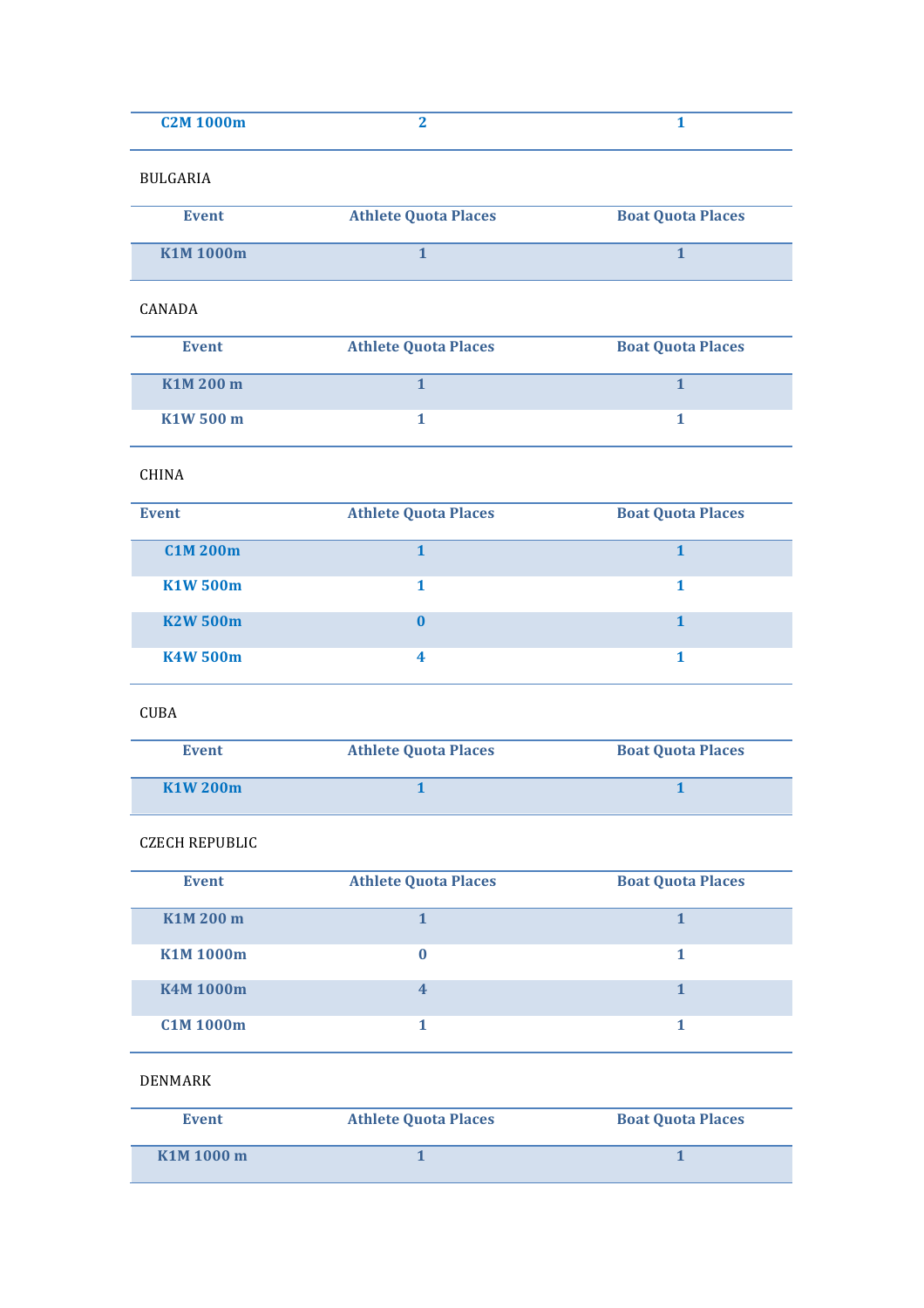| C2M 1000m | 2 | 1 |
|---|---|---|

BULGARIA

| Event | Athlete Quota Places | Boat Quota Places |
|---|---|---|
| K1M 1000m | 1 | 1 |

CANADA

| Event | Athlete Quota Places | Boat Quota Places |
|---|---|---|
| K1M 200 m | 1 | 1 |
| K1W 500 m | 1 | 1 |

CHINA

| Event | Athlete Quota Places | Boat Quota Places |
|---|---|---|
| C1M 200m | 1 | 1 |
| K1W 500m | 1 | 1 |
| K2W 500m | 0 | 1 |
| K4W 500m | 4 | 1 |

CUBA

| Event | Athlete Quota Places | Boat Quota Places |
|---|---|---|
| K1W 200m | 1 | 1 |

CZECH REPUBLIC

| Event | Athlete Quota Places | Boat Quota Places |
|---|---|---|
| K1M 200 m | 1 | 1 |
| K1M 1000m | 0 | 1 |
| K4M 1000m | 4 | 1 |
| C1M 1000m | 1 | 1 |

DENMARK

| Event | Athlete Quota Places | Boat Quota Places |
|---|---|---|
| K1M 1000 m | 1 | 1 |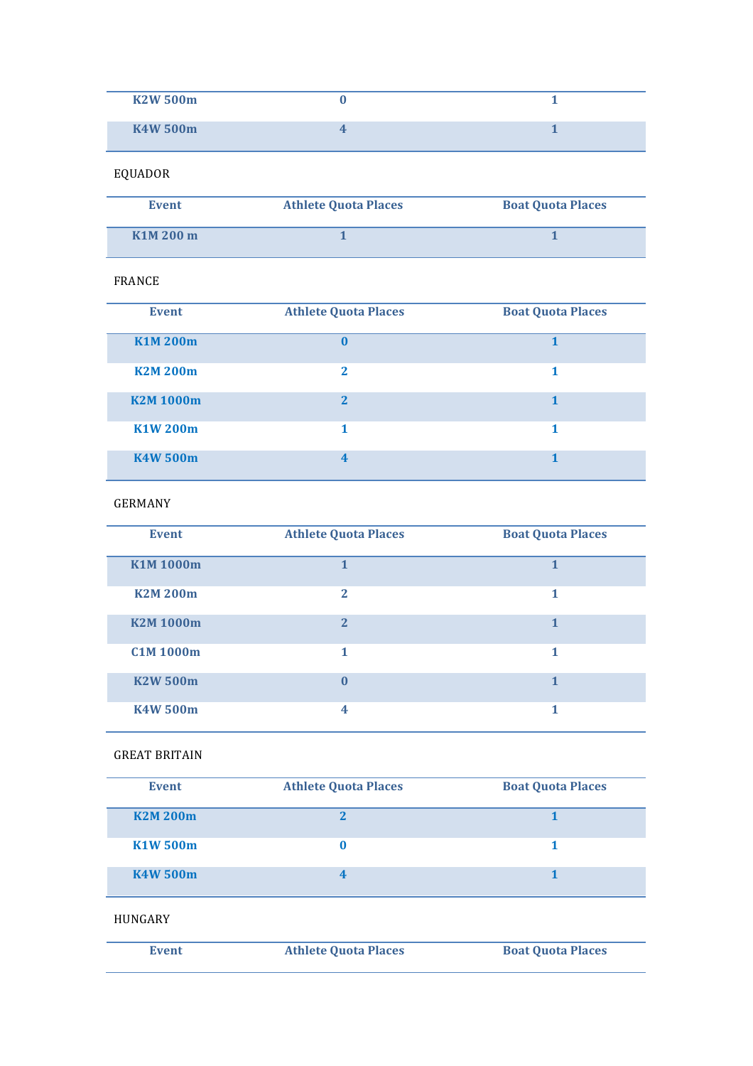| K2W 500m | 0 | 1 |
| --- | --- | --- |
| K4W 500m | 4 | 1 |

EQUADOR

| Event | Athlete Quota Places | Boat Quota Places |
| --- | --- | --- |
| K1M 200 m | 1 | 1 |

FRANCE

| Event | Athlete Quota Places | Boat Quota Places |
| --- | --- | --- |
| K1M 200m | 0 | 1 |
| K2M 200m | 2 | 1 |
| K2M 1000m | 2 | 1 |
| K1W 200m | 1 | 1 |
| K4W 500m | 4 | 1 |

GERMANY

| Event | Athlete Quota Places | Boat Quota Places |
| --- | --- | --- |
| K1M 1000m | 1 | 1 |
| K2M 200m | 2 | 1 |
| K2M 1000m | 2 | 1 |
| C1M 1000m | 1 | 1 |
| K2W 500m | 0 | 1 |
| K4W 500m | 4 | 1 |

GREAT BRITAIN

| Event | Athlete Quota Places | Boat Quota Places |
| --- | --- | --- |
| K2M 200m | 2 | 1 |
| K1W 500m | 0 | 1 |
| K4W 500m | 4 | 1 |

HUNGARY

| Event | Athlete Quota Places | Boat Quota Places |
| --- | --- | --- |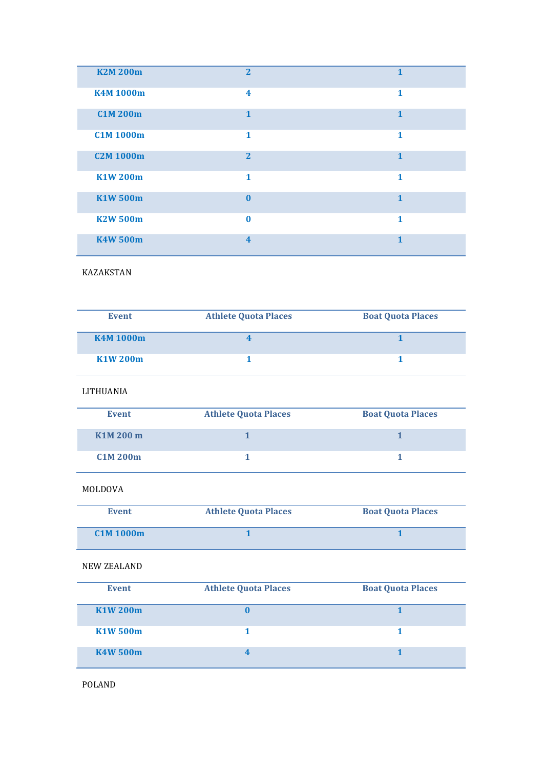| K2M 200m | 2 | 1 |
|---|---|---|
| K4M 1000m | 4 | 1 |
| C1M 200m | 1 | 1 |
| C1M 1000m | 1 | 1 |
| C2M 1000m | 2 | 1 |
| K1W 200m | 1 | 1 |
| K1W 500m | 0 | 1 |
| K2W 500m | 0 | 1 |
| K4W 500m | 4 | 1 |

KAZAKSTAN

| Event | Athlete Quota Places | Boat Quota Places |
|---|---|---|
| K4M 1000m | 4 | 1 |
| K1W 200m | 1 | 1 |

LITHUANIA

| Event | Athlete Quota Places | Boat Quota Places |
|---|---|---|
| K1M 200 m | 1 | 1 |
| C1M 200m | 1 | 1 |

MOLDOVA

| Event | Athlete Quota Places | Boat Quota Places |
|---|---|---|
| C1M 1000m | 1 | 1 |

NEW ZEALAND

| Event | Athlete Quota Places | Boat Quota Places |
|---|---|---|
| K1W 200m | 0 | 1 |
| K1W 500m | 1 | 1 |
| K4W 500m | 4 | 1 |

POLAND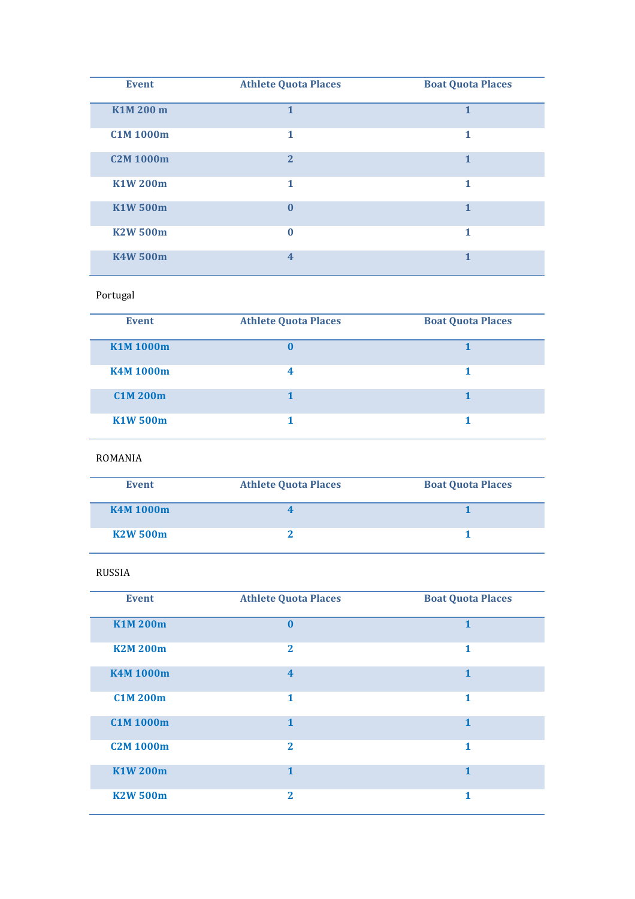| Event | Athlete Quota Places | Boat Quota Places |
|---|---|---|
| K1M 200 m | 1 | 1 |
| C1M 1000m | 1 | 1 |
| C2M 1000m | 2 | 1 |
| K1W 200m | 1 | 1 |
| K1W 500m | 0 | 1 |
| K2W 500m | 0 | 1 |
| K4W 500m | 4 | 1 |

Portugal

| Event | Athlete Quota Places | Boat Quota Places |
|---|---|---|
| K1M 1000m | 0 | 1 |
| K4M 1000m | 4 | 1 |
| C1M 200m | 1 | 1 |
| K1W 500m | 1 | 1 |

ROMANIA

| Event | Athlete Quota Places | Boat Quota Places |
|---|---|---|
| K4M 1000m | 4 | 1 |
| K2W 500m | 2 | 1 |

RUSSIA

| Event | Athlete Quota Places | Boat Quota Places |
|---|---|---|
| K1M 200m | 0 | 1 |
| K2M 200m | 2 | 1 |
| K4M 1000m | 4 | 1 |
| C1M 200m | 1 | 1 |
| C1M 1000m | 1 | 1 |
| C2M 1000m | 2 | 1 |
| K1W 200m | 1 | 1 |
| K2W 500m | 2 | 1 |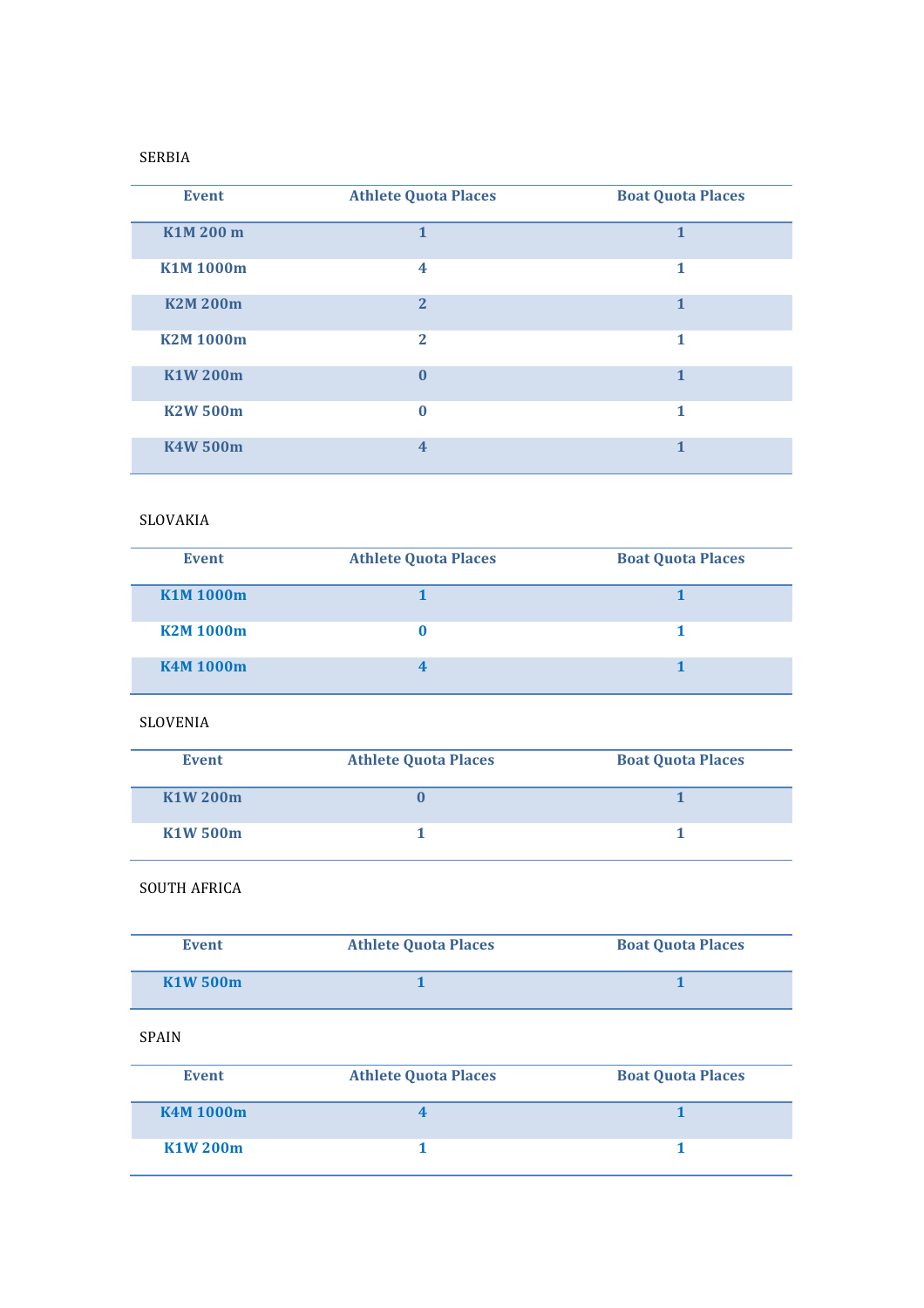SERBIA

| Event | Athlete Quota Places | Boat Quota Places |
|---|---|---|
| K1M 200 m | 1 | 1 |
| K1M 1000m | 4 | 1 |
| K2M 200m | 2 | 1 |
| K2M 1000m | 2 | 1 |
| K1W 200m | 0 | 1 |
| K2W 500m | 0 | 1 |
| K4W 500m | 4 | 1 |

SLOVAKIA

| Event | Athlete Quota Places | Boat Quota Places |
|---|---|---|
| K1M 1000m | 1 | 1 |
| K2M 1000m | 0 | 1 |
| K4M 1000m | 4 | 1 |

SLOVENIA

| Event | Athlete Quota Places | Boat Quota Places |
|---|---|---|
| K1W 200m | 0 | 1 |
| K1W 500m | 1 | 1 |

SOUTH AFRICA

| Event | Athlete Quota Places | Boat Quota Places |
|---|---|---|
| K1W 500m | 1 | 1 |

SPAIN

| Event | Athlete Quota Places | Boat Quota Places |
|---|---|---|
| K4M 1000m | 4 | 1 |
| K1W 200m | 1 | 1 |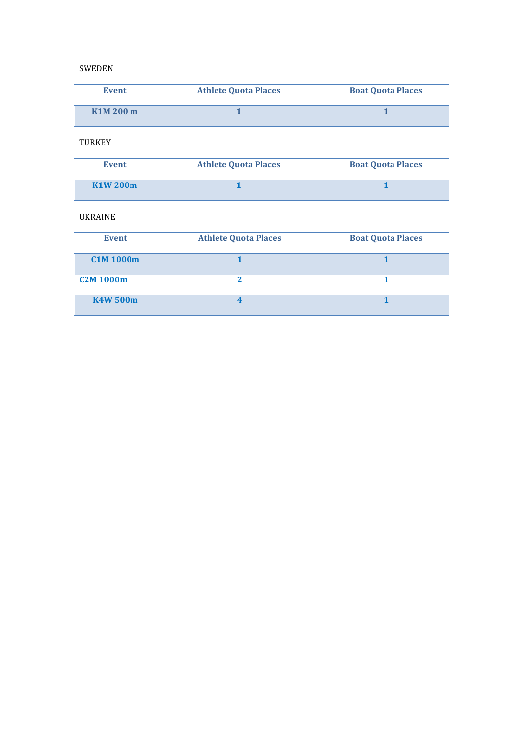SWEDEN

| Event | Athlete Quota Places | Boat Quota Places |
| --- | --- | --- |
| K1M 200 m | 1 | 1 |

TURKEY

| Event | Athlete Quota Places | Boat Quota Places |
| --- | --- | --- |
| K1W 200m | 1 | 1 |

UKRAINE

| Event | Athlete Quota Places | Boat Quota Places |
| --- | --- | --- |
| C1M 1000m | 1 | 1 |
| C2M 1000m | 2 | 1 |
| K4W 500m | 4 | 1 |